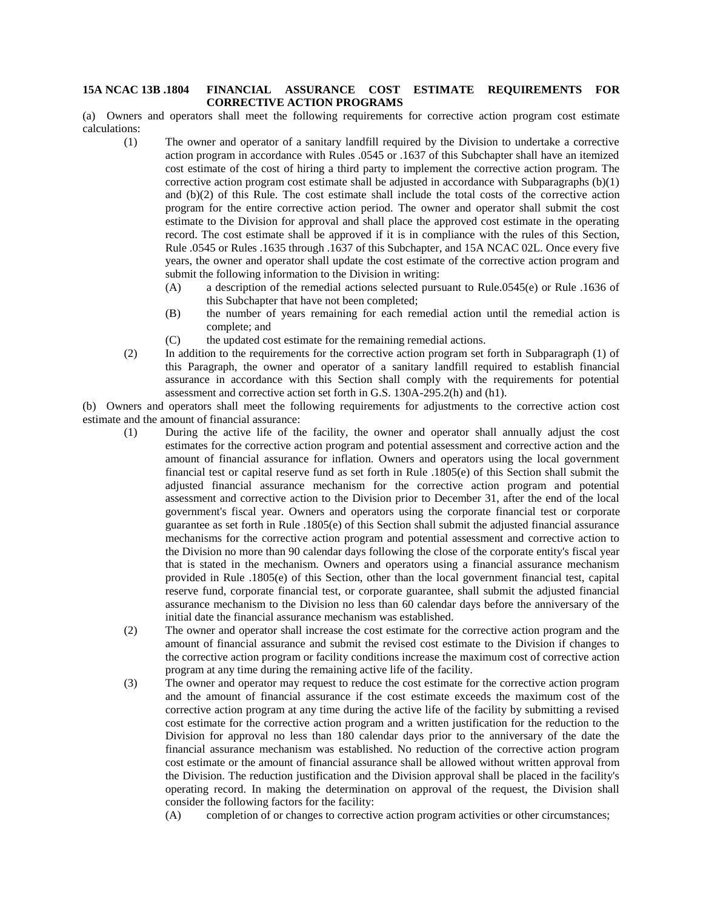**15A NCAC 13B .1804 FINANCIAL ASSURANCE COST ESTIMATE REQUIREMENTS FOR CORRECTIVE ACTION PROGRAMS**

(a) Owners and operators shall meet the following requirements for corrective action program cost estimate calculations:

(1) The owner and operator of a sanitary landfill required by the Division to undertake a corrective action program in accordance with Rules .0545 or .1637 of this Subchapter shall have an itemized cost estimate of the cost of hiring a third party to implement the corrective action program. The corrective action program cost estimate shall be adjusted in accordance with Subparagraphs (b)(1) and (b)(2) of this Rule. The cost estimate shall include the total costs of the corrective action program for the entire corrective action period. The owner and operator shall submit the cost estimate to the Division for approval and shall place the approved cost estimate in the operating record. The cost estimate shall be approved if it is in compliance with the rules of this Section, Rule .0545 or Rules .1635 through .1637 of this Subchapter, and 15A NCAC 02L. Once every five years, the owner and operator shall update the cost estimate of the corrective action program and submit the following information to the Division in writing:

(A) a description of the remedial actions selected pursuant to Rule.0545(e) or Rule .1636 of this Subchapter that have not been completed;

(B) the number of years remaining for each remedial action until the remedial action is complete; and

(C) the updated cost estimate for the remaining remedial actions.

(2) In addition to the requirements for the corrective action program set forth in Subparagraph (1) of this Paragraph, the owner and operator of a sanitary landfill required to establish financial assurance in accordance with this Section shall comply with the requirements for potential assessment and corrective action set forth in G.S. 130A-295.2(h) and (h1).

(b) Owners and operators shall meet the following requirements for adjustments to the corrective action cost estimate and the amount of financial assurance:

(1) During the active life of the facility, the owner and operator shall annually adjust the cost estimates for the corrective action program and potential assessment and corrective action and the amount of financial assurance for inflation. Owners and operators using the local government financial test or capital reserve fund as set forth in Rule .1805(e) of this Section shall submit the adjusted financial assurance mechanism for the corrective action program and potential assessment and corrective action to the Division prior to December 31, after the end of the local government's fiscal year. Owners and operators using the corporate financial test or corporate guarantee as set forth in Rule .1805(e) of this Section shall submit the adjusted financial assurance mechanisms for the corrective action program and potential assessment and corrective action to the Division no more than 90 calendar days following the close of the corporate entity's fiscal year that is stated in the mechanism. Owners and operators using a financial assurance mechanism provided in Rule .1805(e) of this Section, other than the local government financial test, capital reserve fund, corporate financial test, or corporate guarantee, shall submit the adjusted financial assurance mechanism to the Division no less than 60 calendar days before the anniversary of the initial date the financial assurance mechanism was established.

(2) The owner and operator shall increase the cost estimate for the corrective action program and the amount of financial assurance and submit the revised cost estimate to the Division if changes to the corrective action program or facility conditions increase the maximum cost of corrective action program at any time during the remaining active life of the facility.

(3) The owner and operator may request to reduce the cost estimate for the corrective action program and the amount of financial assurance if the cost estimate exceeds the maximum cost of the corrective action program at any time during the active life of the facility by submitting a revised cost estimate for the corrective action program and a written justification for the reduction to the Division for approval no less than 180 calendar days prior to the anniversary of the date the financial assurance mechanism was established. No reduction of the corrective action program cost estimate or the amount of financial assurance shall be allowed without written approval from the Division. The reduction justification and the Division approval shall be placed in the facility's operating record. In making the determination on approval of the request, the Division shall consider the following factors for the facility:

(A) completion of or changes to corrective action program activities or other circumstances;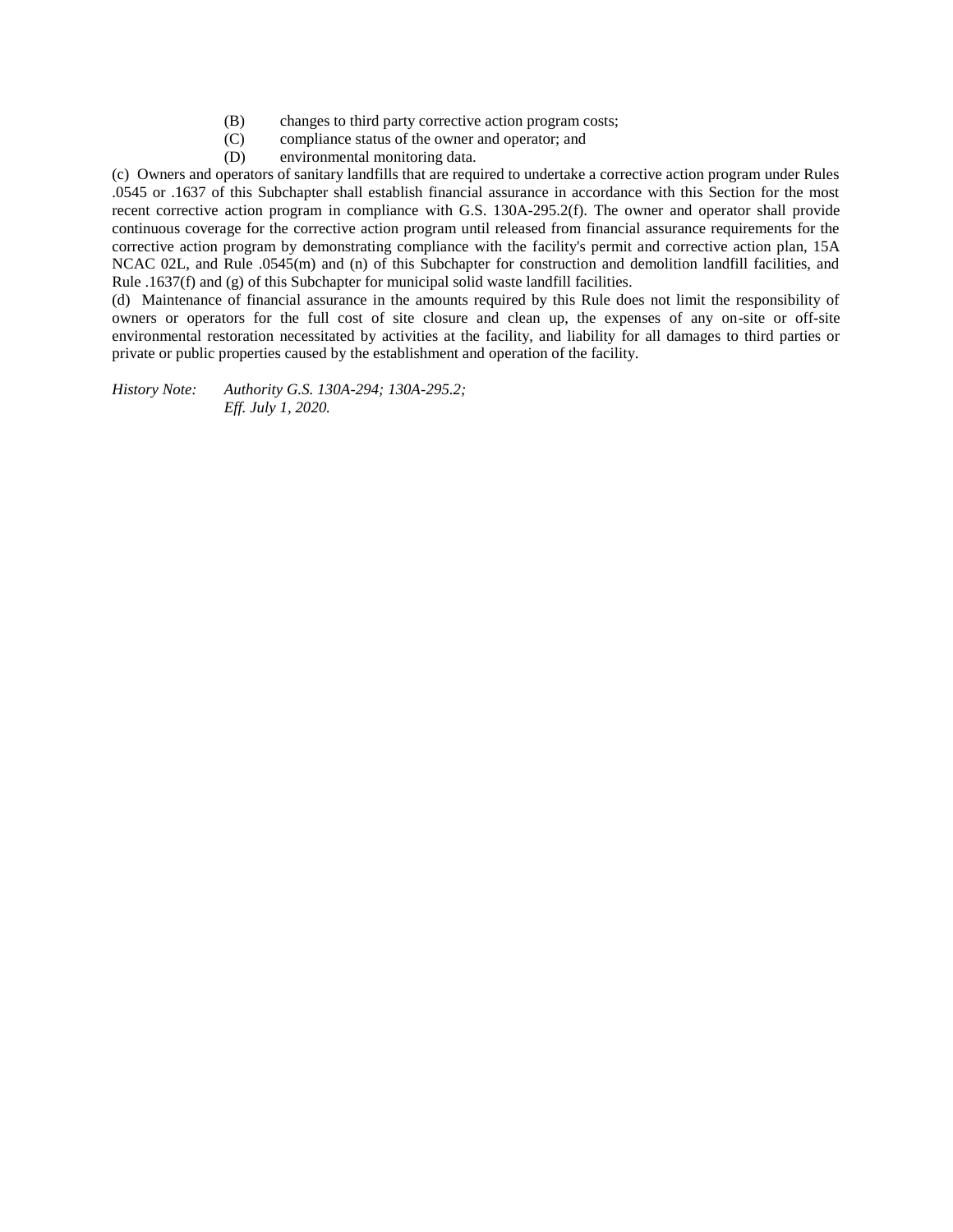(B) changes to third party corrective action program costs;
(C) compliance status of the owner and operator; and
(D) environmental monitoring data.

(c) Owners and operators of sanitary landfills that are required to undertake a corrective action program under Rules .0545 or .1637 of this Subchapter shall establish financial assurance in accordance with this Section for the most recent corrective action program in compliance with G.S. 130A-295.2(f). The owner and operator shall provide continuous coverage for the corrective action program until released from financial assurance requirements for the corrective action program by demonstrating compliance with the facility's permit and corrective action plan, 15A NCAC 02L, and Rule .0545(m) and (n) of this Subchapter for construction and demolition landfill facilities, and Rule .1637(f) and (g) of this Subchapter for municipal solid waste landfill facilities.

(d) Maintenance of financial assurance in the amounts required by this Rule does not limit the responsibility of owners or operators for the full cost of site closure and clean up, the expenses of any on-site or off-site environmental restoration necessitated by activities at the facility, and liability for all damages to third parties or private or public properties caused by the establishment and operation of the facility.

*History Note: Authority G.S. 130A-294; 130A-295.2;*
*Eff. July 1, 2020.*